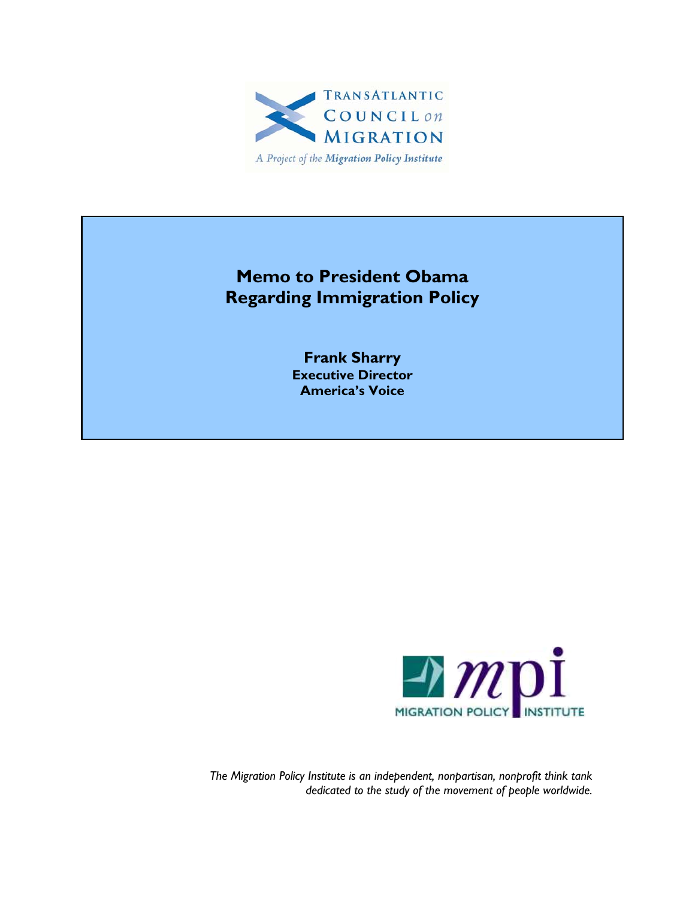TransAtlantic Council on Migration

A Project of the Migration Policy Institute

# Memo to President Obama Regarding Immigration Policy

**Frank Sharry**
**Executive Director**
**America's Voice**

MIGRATION POLICY INSTITUTE

*The Migration Policy Institute is an independent, nonpartisan, nonprofit think tank dedicated to the study of the movement of people worldwide.*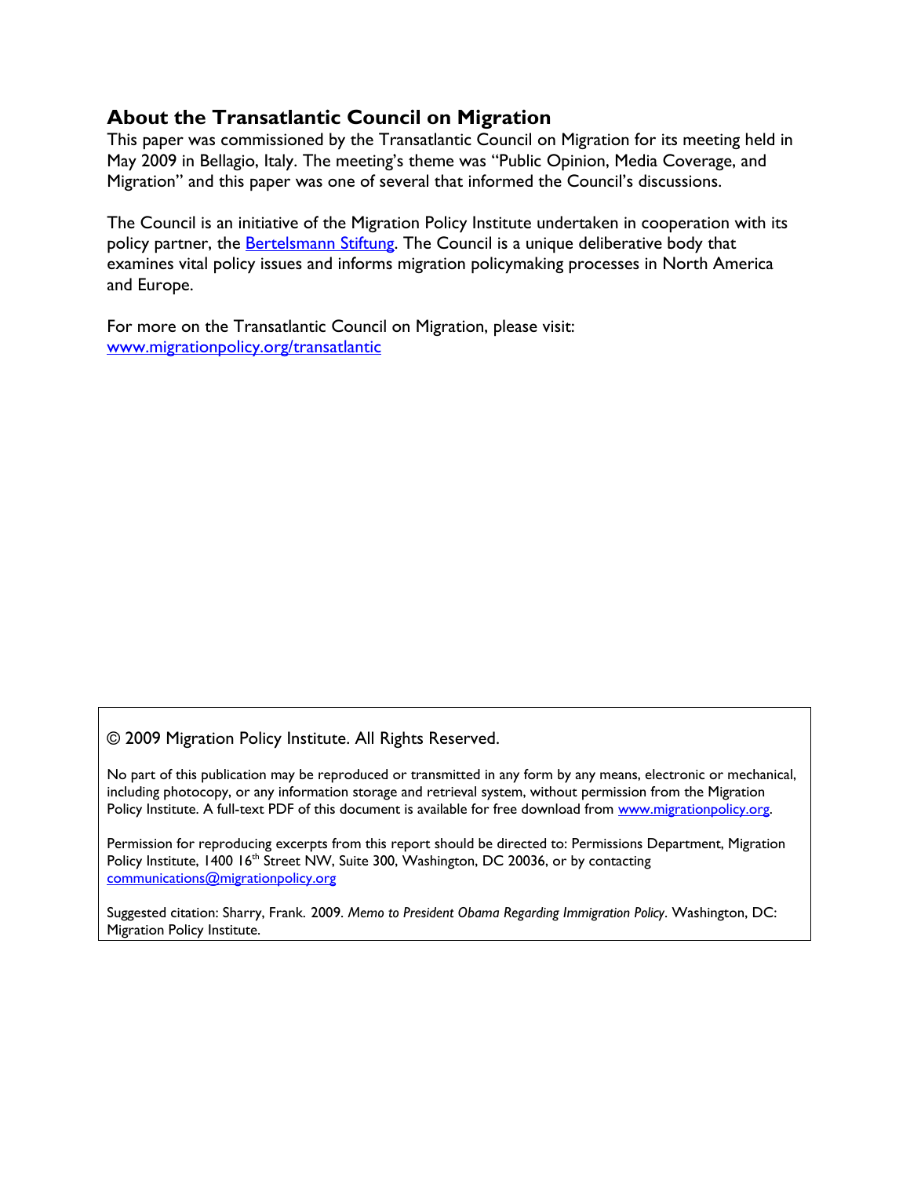## About the Transatlantic Council on Migration

This paper was commissioned by the Transatlantic Council on Migration for its meeting held in May 2009 in Bellagio, Italy. The meeting's theme was "Public Opinion, Media Coverage, and Migration" and this paper was one of several that informed the Council's discussions.

The Council is an initiative of the Migration Policy Institute undertaken in cooperation with its policy partner, the Bertelsmann Stiftung. The Council is a unique deliberative body that examines vital policy issues and informs migration policymaking processes in North America and Europe.

For more on the Transatlantic Council on Migration, please visit: www.migrationpolicy.org/transatlantic

© 2009 Migration Policy Institute. All Rights Reserved.

No part of this publication may be reproduced or transmitted in any form by any means, electronic or mechanical, including photocopy, or any information storage and retrieval system, without permission from the Migration Policy Institute. A full-text PDF of this document is available for free download from www.migrationpolicy.org.

Permission for reproducing excerpts from this report should be directed to: Permissions Department, Migration Policy Institute, 1400 16th Street NW, Suite 300, Washington, DC 20036, or by contacting communications@migrationpolicy.org

Suggested citation: Sharry, Frank. 2009. *Memo to President Obama Regarding Immigration Policy*. Washington, DC: Migration Policy Institute.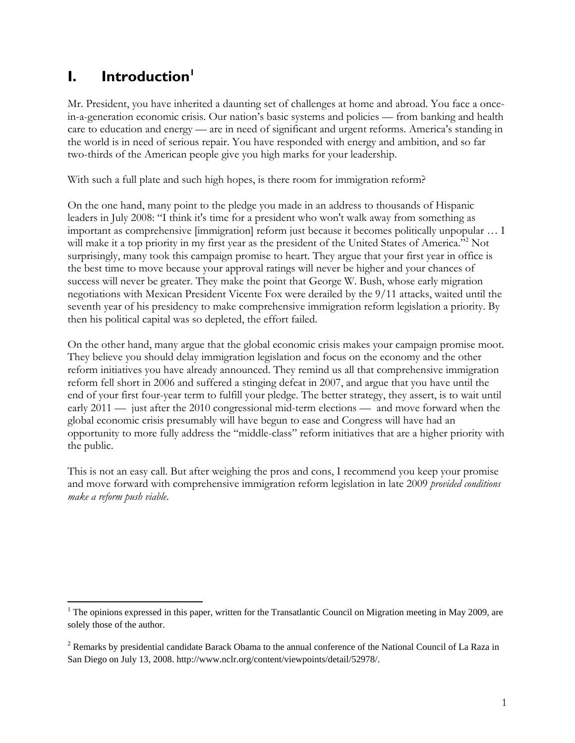# I. Introduction[1]

Mr. President, you have inherited a daunting set of challenges at home and abroad. You face a once-in-a-generation economic crisis. Our nation's basic systems and policies — from banking and health care to education and energy — are in need of significant and urgent reforms. America's standing in the world is in need of serious repair. You have responded with energy and ambition, and so far two-thirds of the American people give you high marks for your leadership.

With such a full plate and such high hopes, is there room for immigration reform?

On the one hand, many point to the pledge you made in an address to thousands of Hispanic leaders in July 2008: "I think it's time for a president who won't walk away from something as important as comprehensive [immigration] reform just because it becomes politically unpopular … I will make it a top priority in my first year as the president of the United States of America."[2] Not surprisingly, many took this campaign promise to heart. They argue that your first year in office is the best time to move because your approval ratings will never be higher and your chances of success will never be greater. They make the point that George W. Bush, whose early migration negotiations with Mexican President Vicente Fox were derailed by the 9/11 attacks, waited until the seventh year of his presidency to make comprehensive immigration reform legislation a priority. By then his political capital was so depleted, the effort failed.

On the other hand, many argue that the global economic crisis makes your campaign promise moot. They believe you should delay immigration legislation and focus on the economy and the other reform initiatives you have already announced. They remind us all that comprehensive immigration reform fell short in 2006 and suffered a stinging defeat in 2007, and argue that you have until the end of your first four-year term to fulfill your pledge. The better strategy, they assert, is to wait until early 2011 — just after the 2010 congressional mid-term elections — and move forward when the global economic crisis presumably will have begun to ease and Congress will have had an opportunity to more fully address the "middle-class" reform initiatives that are a higher priority with the public.

This is not an easy call. But after weighing the pros and cons, I recommend you keep your promise and move forward with comprehensive immigration reform legislation in late 2009 *provided conditions make a reform push viable*.

---

[1] The opinions expressed in this paper, written for the Transatlantic Council on Migration meeting in May 2009, are solely those of the author.

[2] Remarks by presidential candidate Barack Obama to the annual conference of the National Council of La Raza in San Diego on July 13, 2008. http://www.nclr.org/content/viewpoints/detail/52978/.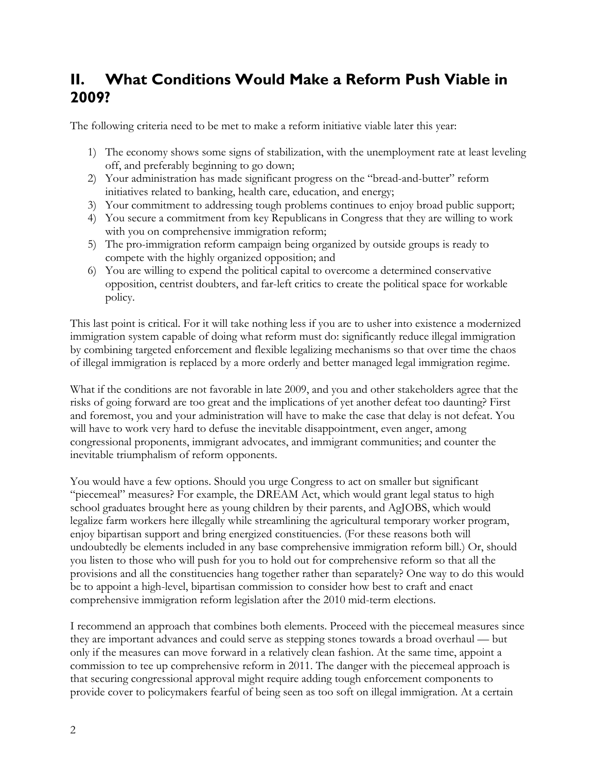## II. What Conditions Would Make a Reform Push Viable in 2009?

The following criteria need to be met to make a reform initiative viable later this year:

1) The economy shows some signs of stabilization, with the unemployment rate at least leveling off, and preferably beginning to go down;
2) Your administration has made significant progress on the "bread-and-butter" reform initiatives related to banking, health care, education, and energy;
3) Your commitment to addressing tough problems continues to enjoy broad public support;
4) You secure a commitment from key Republicans in Congress that they are willing to work with you on comprehensive immigration reform;
5) The pro-immigration reform campaign being organized by outside groups is ready to compete with the highly organized opposition; and
6) You are willing to expend the political capital to overcome a determined conservative opposition, centrist doubters, and far-left critics to create the political space for workable policy.

This last point is critical. For it will take nothing less if you are to usher into existence a modernized immigration system capable of doing what reform must do: significantly reduce illegal immigration by combining targeted enforcement and flexible legalizing mechanisms so that over time the chaos of illegal immigration is replaced by a more orderly and better managed legal immigration regime.

What if the conditions are not favorable in late 2009, and you and other stakeholders agree that the risks of going forward are too great and the implications of yet another defeat too daunting? First and foremost, you and your administration will have to make the case that delay is not defeat. You will have to work very hard to defuse the inevitable disappointment, even anger, among congressional proponents, immigrant advocates, and immigrant communities; and counter the inevitable triumphalism of reform opponents.

You would have a few options. Should you urge Congress to act on smaller but significant "piecemeal" measures? For example, the DREAM Act, which would grant legal status to high school graduates brought here as young children by their parents, and AgJOBS, which would legalize farm workers here illegally while streamlining the agricultural temporary worker program, enjoy bipartisan support and bring energized constituencies. (For these reasons both will undoubtedly be elements included in any base comprehensive immigration reform bill.) Or, should you listen to those who will push for you to hold out for comprehensive reform so that all the provisions and all the constituencies hang together rather than separately? One way to do this would be to appoint a high-level, bipartisan commission to consider how best to craft and enact comprehensive immigration reform legislation after the 2010 mid-term elections.

I recommend an approach that combines both elements. Proceed with the piecemeal measures since they are important advances and could serve as stepping stones towards a broad overhaul — but only if the measures can move forward in a relatively clean fashion. At the same time, appoint a commission to tee up comprehensive reform in 2011. The danger with the piecemeal approach is that securing congressional approval might require adding tough enforcement components to provide cover to policymakers fearful of being seen as too soft on illegal immigration. At a certain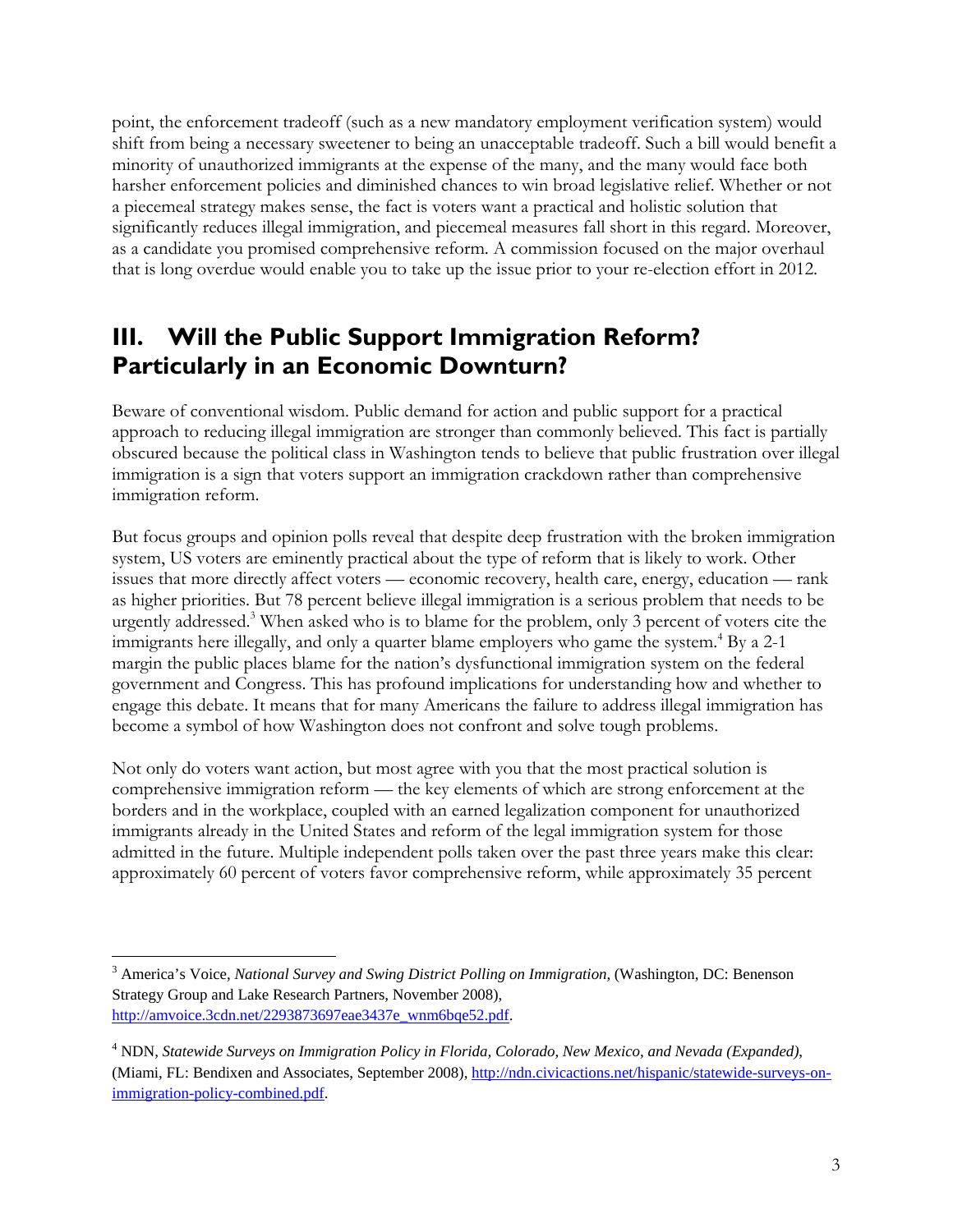point, the enforcement tradeoff (such as a new mandatory employment verification system) would shift from being a necessary sweetener to being an unacceptable tradeoff. Such a bill would benefit a minority of unauthorized immigrants at the expense of the many, and the many would face both harsher enforcement policies and diminished chances to win broad legislative relief. Whether or not a piecemeal strategy makes sense, the fact is voters want a practical and holistic solution that significantly reduces illegal immigration, and piecemeal measures fall short in this regard. Moreover, as a candidate you promised comprehensive reform. A commission focused on the major overhaul that is long overdue would enable you to take up the issue prior to your re-election effort in 2012.

## III. Will the Public Support Immigration Reform? Particularly in an Economic Downturn?

Beware of conventional wisdom. Public demand for action and public support for a practical approach to reducing illegal immigration are stronger than commonly believed. This fact is partially obscured because the political class in Washington tends to believe that public frustration over illegal immigration is a sign that voters support an immigration crackdown rather than comprehensive immigration reform.

But focus groups and opinion polls reveal that despite deep frustration with the broken immigration system, US voters are eminently practical about the type of reform that is likely to work. Other issues that more directly affect voters — economic recovery, health care, energy, education — rank as higher priorities. But 78 percent believe illegal immigration is a serious problem that needs to be urgently addressed.[3] When asked who is to blame for the problem, only 3 percent of voters cite the immigrants here illegally, and only a quarter blame employers who game the system.[4] By a 2-1 margin the public places blame for the nation's dysfunctional immigration system on the federal government and Congress. This has profound implications for understanding how and whether to engage this debate. It means that for many Americans the failure to address illegal immigration has become a symbol of how Washington does not confront and solve tough problems.

Not only do voters want action, but most agree with you that the most practical solution is comprehensive immigration reform — the key elements of which are strong enforcement at the borders and in the workplace, coupled with an earned legalization component for unauthorized immigrants already in the United States and reform of the legal immigration system for those admitted in the future. Multiple independent polls taken over the past three years make this clear: approximately 60 percent of voters favor comprehensive reform, while approximately 35 percent

---

[3] America's Voice, *National Survey and Swing District Polling on Immigration*, (Washington, DC: Benenson Strategy Group and Lake Research Partners, November 2008), http://amvoice.3cdn.net/2293873697eae3437e_wnm6bqe52.pdf.

[4] NDN, *Statewide Surveys on Immigration Policy in Florida, Colorado, New Mexico, and Nevada (Expanded)*, (Miami, FL: Bendixen and Associates, September 2008), http://ndn.civicactions.net/hispanic/statewide-surveys-on-immigration-policy-combined.pdf.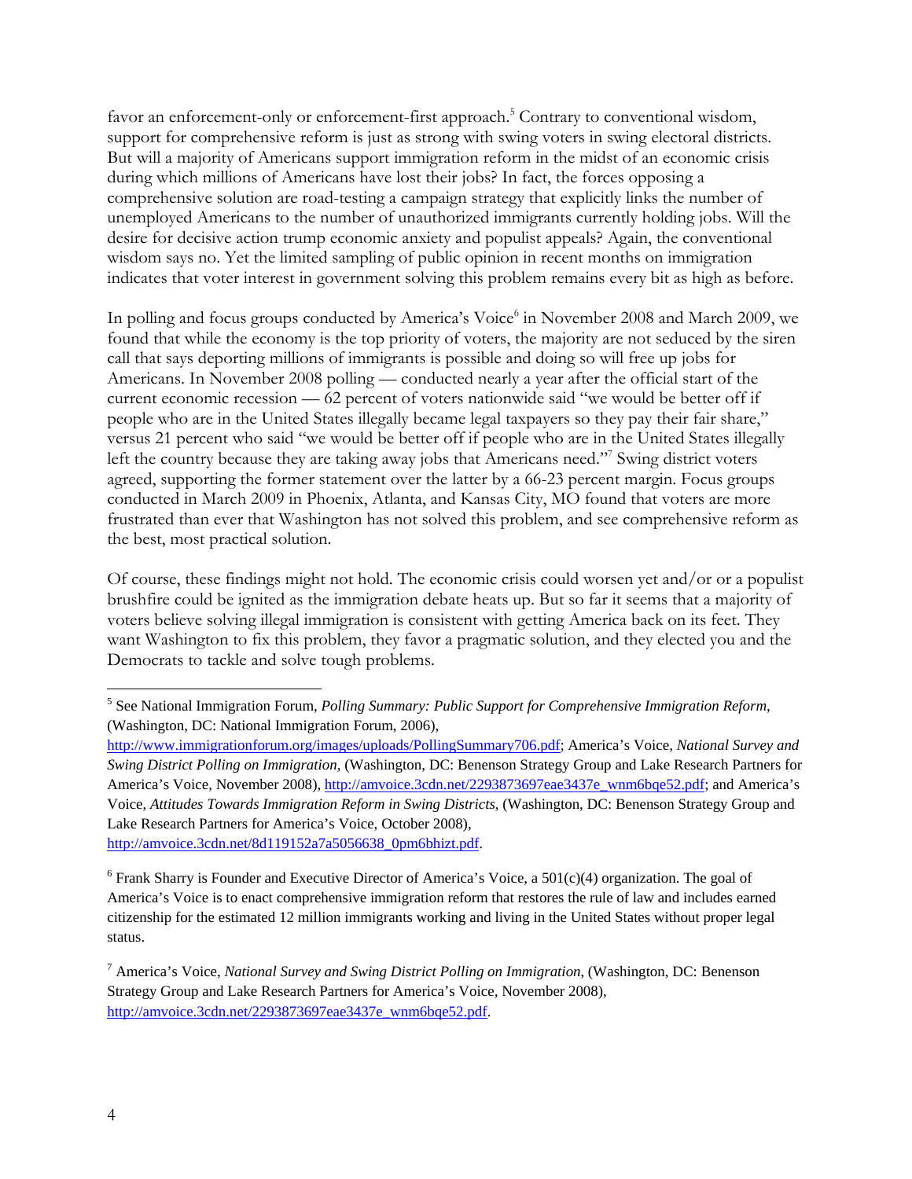favor an enforcement-only or enforcement-first approach.[5] Contrary to conventional wisdom, support for comprehensive reform is just as strong with swing voters in swing electoral districts. But will a majority of Americans support immigration reform in the midst of an economic crisis during which millions of Americans have lost their jobs? In fact, the forces opposing a comprehensive solution are road-testing a campaign strategy that explicitly links the number of unemployed Americans to the number of unauthorized immigrants currently holding jobs. Will the desire for decisive action trump economic anxiety and populist appeals? Again, the conventional wisdom says no. Yet the limited sampling of public opinion in recent months on immigration indicates that voter interest in government solving this problem remains every bit as high as before.

In polling and focus groups conducted by America's Voice[6] in November 2008 and March 2009, we found that while the economy is the top priority of voters, the majority are not seduced by the siren call that says deporting millions of immigrants is possible and doing so will free up jobs for Americans. In November 2008 polling — conducted nearly a year after the official start of the current economic recession — 62 percent of voters nationwide said "we would be better off if people who are in the United States illegally became legal taxpayers so they pay their fair share," versus 21 percent who said "we would be better off if people who are in the United States illegally left the country because they are taking away jobs that Americans need."[7] Swing district voters agreed, supporting the former statement over the latter by a 66-23 percent margin. Focus groups conducted in March 2009 in Phoenix, Atlanta, and Kansas City, MO found that voters are more frustrated than ever that Washington has not solved this problem, and see comprehensive reform as the best, most practical solution.

Of course, these findings might not hold. The economic crisis could worsen yet and/or or a populist brushfire could be ignited as the immigration debate heats up. But so far it seems that a majority of voters believe solving illegal immigration is consistent with getting America back on its feet. They want Washington to fix this problem, they favor a pragmatic solution, and they elected you and the Democrats to tackle and solve tough problems.

---

[5] See National Immigration Forum, *Polling Summary: Public Support for Comprehensive Immigration Reform*, (Washington, DC: National Immigration Forum, 2006), http://www.immigrationforum.org/images/uploads/PollingSummary706.pdf; America's Voice, *National Survey and Swing District Polling on Immigration*, (Washington, DC: Benenson Strategy Group and Lake Research Partners for America's Voice, November 2008), http://amvoice.3cdn.net/2293873697eae3437e_wnm6bqe52.pdf; and America's Voice, *Attitudes Towards Immigration Reform in Swing Districts*, (Washington, DC: Benenson Strategy Group and Lake Research Partners for America's Voice, October 2008), http://amvoice.3cdn.net/8d119152a7a5056638_0pm6bhizt.pdf.

[6] Frank Sharry is Founder and Executive Director of America's Voice, a 501(c)(4) organization. The goal of America's Voice is to enact comprehensive immigration reform that restores the rule of law and includes earned citizenship for the estimated 12 million immigrants working and living in the United States without proper legal status.

[7] America's Voice, *National Survey and Swing District Polling on Immigration*, (Washington, DC: Benenson Strategy Group and Lake Research Partners for America's Voice, November 2008), http://amvoice.3cdn.net/2293873697eae3437e_wnm6bqe52.pdf.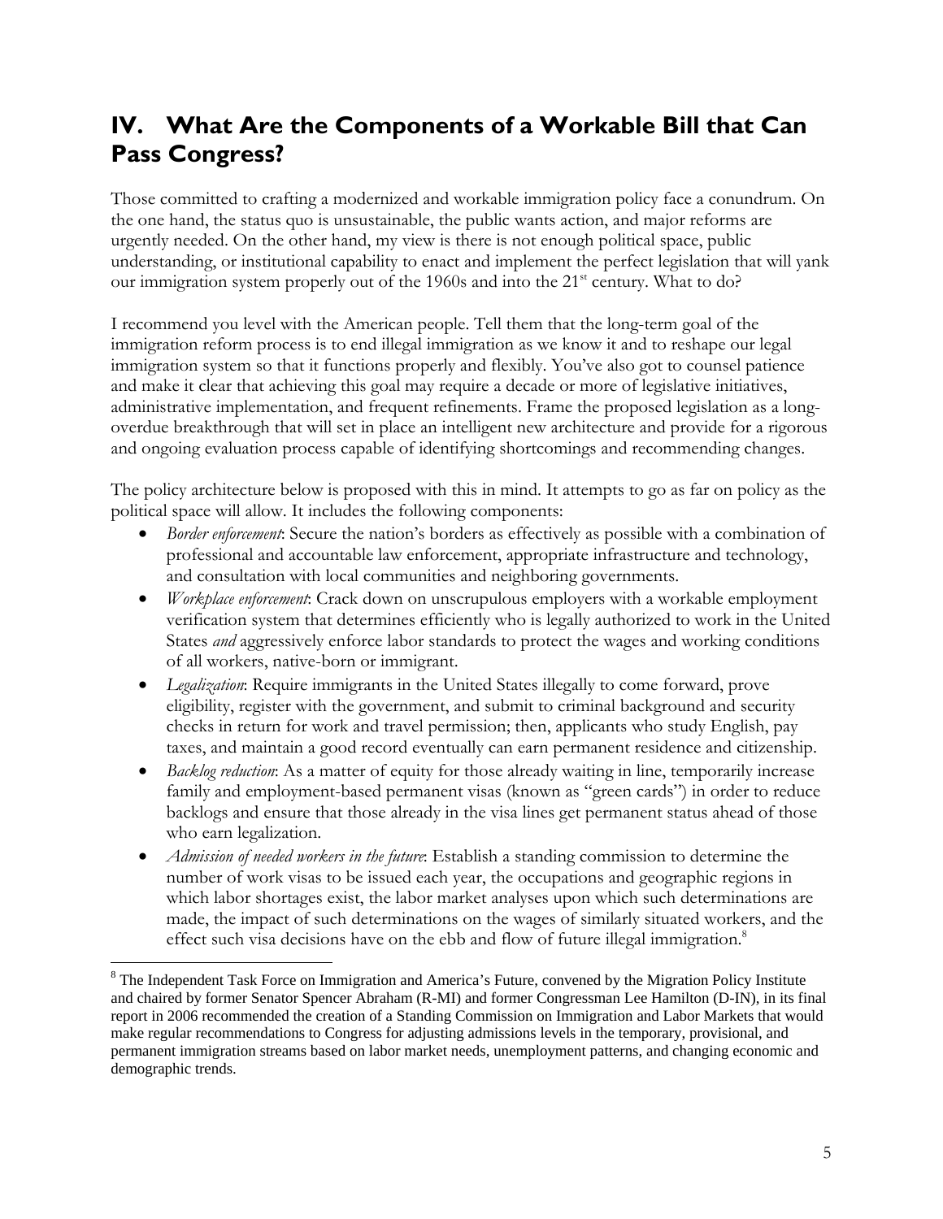## IV. What Are the Components of a Workable Bill that Can Pass Congress?

Those committed to crafting a modernized and workable immigration policy face a conundrum. On the one hand, the status quo is unsustainable, the public wants action, and major reforms are urgently needed. On the other hand, my view is there is not enough political space, public understanding, or institutional capability to enact and implement the perfect legislation that will yank our immigration system properly out of the 1960s and into the 21st century. What to do?

I recommend you level with the American people. Tell them that the long-term goal of the immigration reform process is to end illegal immigration as we know it and to reshape our legal immigration system so that it functions properly and flexibly. You've also got to counsel patience and make it clear that achieving this goal may require a decade or more of legislative initiatives, administrative implementation, and frequent refinements. Frame the proposed legislation as a long-overdue breakthrough that will set in place an intelligent new architecture and provide for a rigorous and ongoing evaluation process capable of identifying shortcomings and recommending changes.

The policy architecture below is proposed with this in mind. It attempts to go as far on policy as the political space will allow. It includes the following components:

- *Border enforcement*: Secure the nation's borders as effectively as possible with a combination of professional and accountable law enforcement, appropriate infrastructure and technology, and consultation with local communities and neighboring governments.
- *Workplace enforcement*: Crack down on unscrupulous employers with a workable employment verification system that determines efficiently who is legally authorized to work in the United States *and* aggressively enforce labor standards to protect the wages and working conditions of all workers, native-born or immigrant.
- *Legalization*: Require immigrants in the United States illegally to come forward, prove eligibility, register with the government, and submit to criminal background and security checks in return for work and travel permission; then, applicants who study English, pay taxes, and maintain a good record eventually can earn permanent residence and citizenship.
- *Backlog reduction*: As a matter of equity for those already waiting in line, temporarily increase family and employment-based permanent visas (known as "green cards") in order to reduce backlogs and ensure that those already in the visa lines get permanent status ahead of those who earn legalization.
- *Admission of needed workers in the future*: Establish a standing commission to determine the number of work visas to be issued each year, the occupations and geographic regions in which labor shortages exist, the labor market analyses upon which such determinations are made, the impact of such determinations on the wages of similarly situated workers, and the effect such visa decisions have on the ebb and flow of future illegal immigration.[8]

---

[8] The Independent Task Force on Immigration and America's Future, convened by the Migration Policy Institute and chaired by former Senator Spencer Abraham (R-MI) and former Congressman Lee Hamilton (D-IN), in its final report in 2006 recommended the creation of a Standing Commission on Immigration and Labor Markets that would make regular recommendations to Congress for adjusting admissions levels in the temporary, provisional, and permanent immigration streams based on labor market needs, unemployment patterns, and changing economic and demographic trends.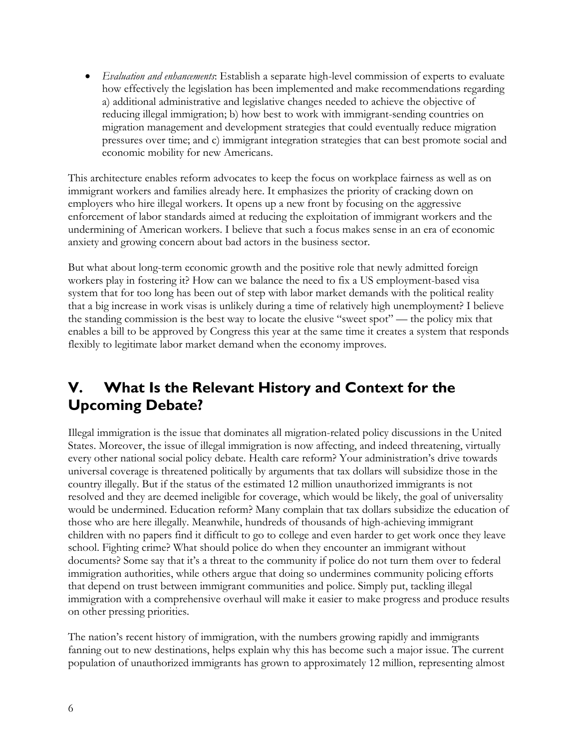- *Evaluation and enhancements*: Establish a separate high-level commission of experts to evaluate how effectively the legislation has been implemented and make recommendations regarding a) additional administrative and legislative changes needed to achieve the objective of reducing illegal immigration; b) how best to work with immigrant-sending countries on migration management and development strategies that could eventually reduce migration pressures over time; and c) immigrant integration strategies that can best promote social and economic mobility for new Americans.

This architecture enables reform advocates to keep the focus on workplace fairness as well as on immigrant workers and families already here. It emphasizes the priority of cracking down on employers who hire illegal workers. It opens up a new front by focusing on the aggressive enforcement of labor standards aimed at reducing the exploitation of immigrant workers and the undermining of American workers. I believe that such a focus makes sense in an era of economic anxiety and growing concern about bad actors in the business sector.

But what about long-term economic growth and the positive role that newly admitted foreign workers play in fostering it? How can we balance the need to fix a US employment-based visa system that for too long has been out of step with labor market demands with the political reality that a big increase in work visas is unlikely during a time of relatively high unemployment? I believe the standing commission is the best way to locate the elusive "sweet spot" — the policy mix that enables a bill to be approved by Congress this year at the same time it creates a system that responds flexibly to legitimate labor market demand when the economy improves.

## V. What Is the Relevant History and Context for the Upcoming Debate?

Illegal immigration is the issue that dominates all migration-related policy discussions in the United States. Moreover, the issue of illegal immigration is now affecting, and indeed threatening, virtually every other national social policy debate. Health care reform? Your administration's drive towards universal coverage is threatened politically by arguments that tax dollars will subsidize those in the country illegally. But if the status of the estimated 12 million unauthorized immigrants is not resolved and they are deemed ineligible for coverage, which would be likely, the goal of universality would be undermined. Education reform? Many complain that tax dollars subsidize the education of those who are here illegally. Meanwhile, hundreds of thousands of high-achieving immigrant children with no papers find it difficult to go to college and even harder to get work once they leave school. Fighting crime? What should police do when they encounter an immigrant without documents? Some say that it's a threat to the community if police do not turn them over to federal immigration authorities, while others argue that doing so undermines community policing efforts that depend on trust between immigrant communities and police. Simply put, tackling illegal immigration with a comprehensive overhaul will make it easier to make progress and produce results on other pressing priorities.

The nation's recent history of immigration, with the numbers growing rapidly and immigrants fanning out to new destinations, helps explain why this has become such a major issue. The current population of unauthorized immigrants has grown to approximately 12 million, representing almost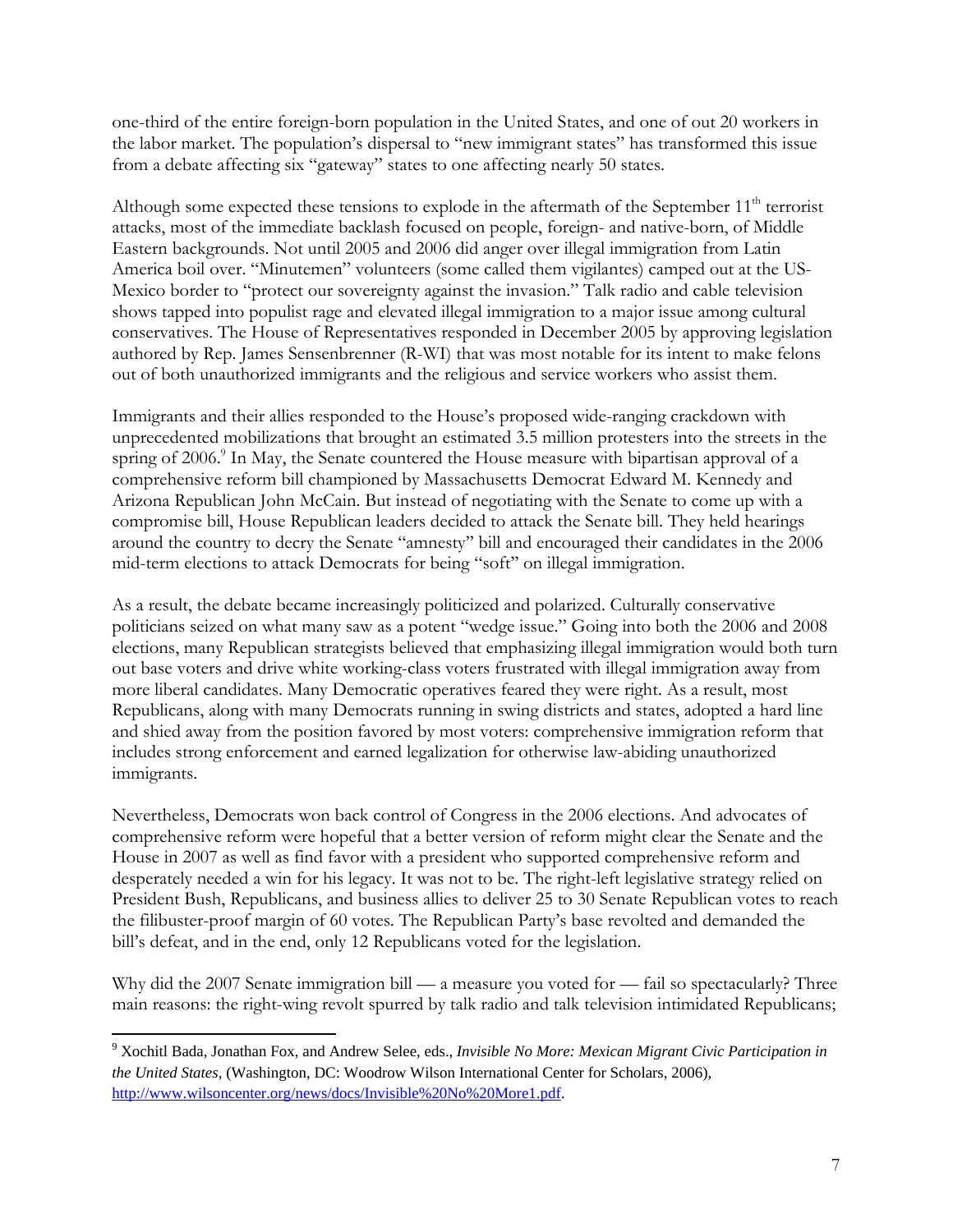one-third of the entire foreign-born population in the United States, and one of out 20 workers in the labor market. The population's dispersal to "new immigrant states" has transformed this issue from a debate affecting six "gateway" states to one affecting nearly 50 states.

Although some expected these tensions to explode in the aftermath of the September 11th terrorist attacks, most of the immediate backlash focused on people, foreign- and native-born, of Middle Eastern backgrounds. Not until 2005 and 2006 did anger over illegal immigration from Latin America boil over. "Minutemen" volunteers (some called them vigilantes) camped out at the US-Mexico border to "protect our sovereignty against the invasion." Talk radio and cable television shows tapped into populist rage and elevated illegal immigration to a major issue among cultural conservatives. The House of Representatives responded in December 2005 by approving legislation authored by Rep. James Sensenbrenner (R-WI) that was most notable for its intent to make felons out of both unauthorized immigrants and the religious and service workers who assist them.

Immigrants and their allies responded to the House's proposed wide-ranging crackdown with unprecedented mobilizations that brought an estimated 3.5 million protesters into the streets in the spring of 2006.[9] In May, the Senate countered the House measure with bipartisan approval of a comprehensive reform bill championed by Massachusetts Democrat Edward M. Kennedy and Arizona Republican John McCain. But instead of negotiating with the Senate to come up with a compromise bill, House Republican leaders decided to attack the Senate bill. They held hearings around the country to decry the Senate "amnesty" bill and encouraged their candidates in the 2006 mid-term elections to attack Democrats for being "soft" on illegal immigration.

As a result, the debate became increasingly politicized and polarized. Culturally conservative politicians seized on what many saw as a potent "wedge issue." Going into both the 2006 and 2008 elections, many Republican strategists believed that emphasizing illegal immigration would both turn out base voters and drive white working-class voters frustrated with illegal immigration away from more liberal candidates. Many Democratic operatives feared they were right. As a result, most Republicans, along with many Democrats running in swing districts and states, adopted a hard line and shied away from the position favored by most voters: comprehensive immigration reform that includes strong enforcement and earned legalization for otherwise law-abiding unauthorized immigrants.

Nevertheless, Democrats won back control of Congress in the 2006 elections. And advocates of comprehensive reform were hopeful that a better version of reform might clear the Senate and the House in 2007 as well as find favor with a president who supported comprehensive reform and desperately needed a win for his legacy. It was not to be. The right-left legislative strategy relied on President Bush, Republicans, and business allies to deliver 25 to 30 Senate Republican votes to reach the filibuster-proof margin of 60 votes. The Republican Party's base revolted and demanded the bill's defeat, and in the end, only 12 Republicans voted for the legislation.

Why did the 2007 Senate immigration bill — a measure you voted for — fail so spectacularly? Three main reasons: the right-wing revolt spurred by talk radio and talk television intimidated Republicans;

---

[9] Xochitl Bada, Jonathan Fox, and Andrew Selee, eds., *Invisible No More: Mexican Migrant Civic Participation in the United States*, (Washington, DC: Woodrow Wilson International Center for Scholars, 2006), http://www.wilsoncenter.org/news/docs/Invisible%20No%20More1.pdf.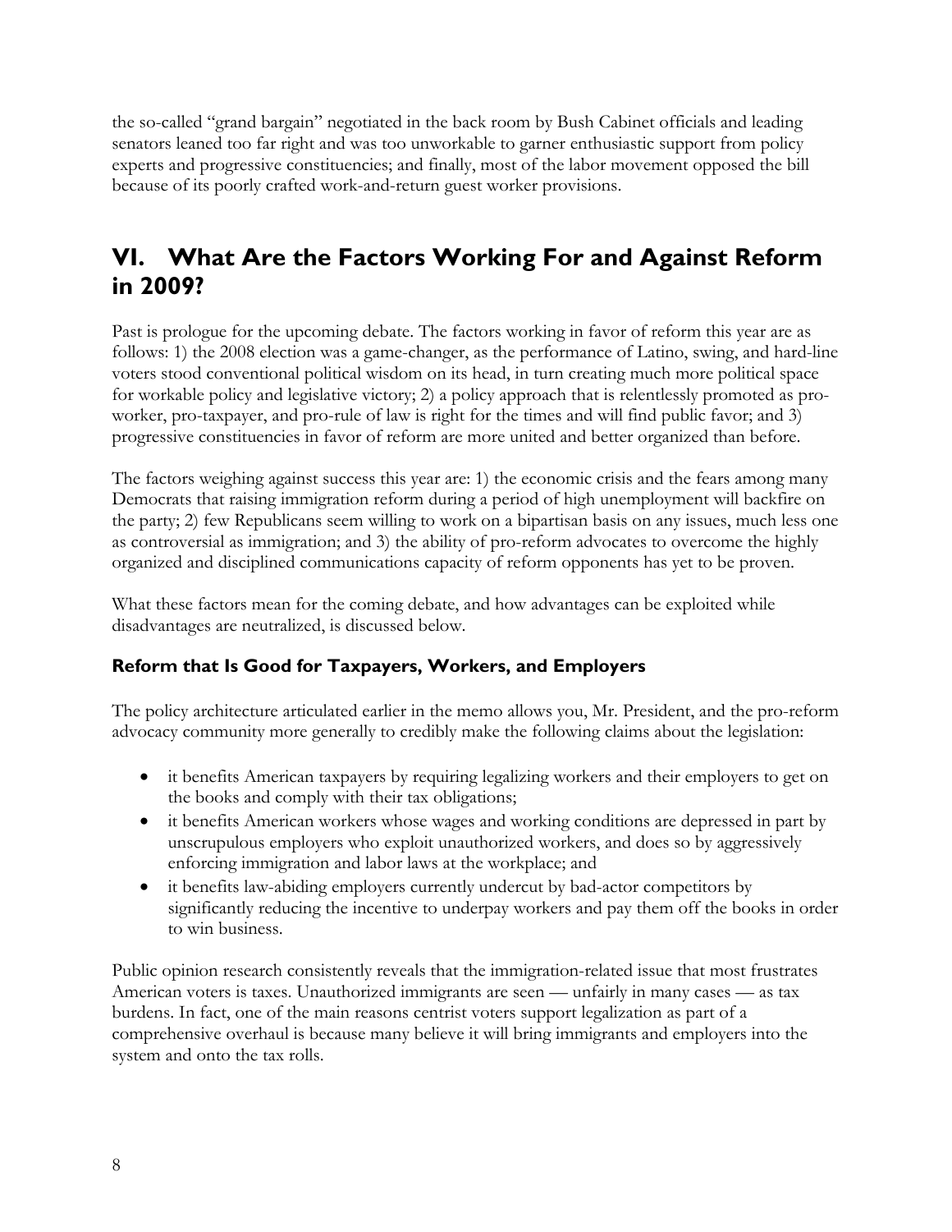the so-called "grand bargain" negotiated in the back room by Bush Cabinet officials and leading senators leaned too far right and was too unworkable to garner enthusiastic support from policy experts and progressive constituencies; and finally, most of the labor movement opposed the bill because of its poorly crafted work-and-return guest worker provisions.

## VI. What Are the Factors Working For and Against Reform in 2009?

Past is prologue for the upcoming debate. The factors working in favor of reform this year are as follows: 1) the 2008 election was a game-changer, as the performance of Latino, swing, and hard-line voters stood conventional political wisdom on its head, in turn creating much more political space for workable policy and legislative victory; 2) a policy approach that is relentlessly promoted as pro-worker, pro-taxpayer, and pro-rule of law is right for the times and will find public favor; and 3) progressive constituencies in favor of reform are more united and better organized than before.

The factors weighing against success this year are: 1) the economic crisis and the fears among many Democrats that raising immigration reform during a period of high unemployment will backfire on the party; 2) few Republicans seem willing to work on a bipartisan basis on any issues, much less one as controversial as immigration; and 3) the ability of pro-reform advocates to overcome the highly organized and disciplined communications capacity of reform opponents has yet to be proven.

What these factors mean for the coming debate, and how advantages can be exploited while disadvantages are neutralized, is discussed below.

### Reform that Is Good for Taxpayers, Workers, and Employers

The policy architecture articulated earlier in the memo allows you, Mr. President, and the pro-reform advocacy community more generally to credibly make the following claims about the legislation:

- it benefits American taxpayers by requiring legalizing workers and their employers to get on the books and comply with their tax obligations;
- it benefits American workers whose wages and working conditions are depressed in part by unscrupulous employers who exploit unauthorized workers, and does so by aggressively enforcing immigration and labor laws at the workplace; and
- it benefits law-abiding employers currently undercut by bad-actor competitors by significantly reducing the incentive to underpay workers and pay them off the books in order to win business.

Public opinion research consistently reveals that the immigration-related issue that most frustrates American voters is taxes. Unauthorized immigrants are seen — unfairly in many cases — as tax burdens. In fact, one of the main reasons centrist voters support legalization as part of a comprehensive overhaul is because many believe it will bring immigrants and employers into the system and onto the tax rolls.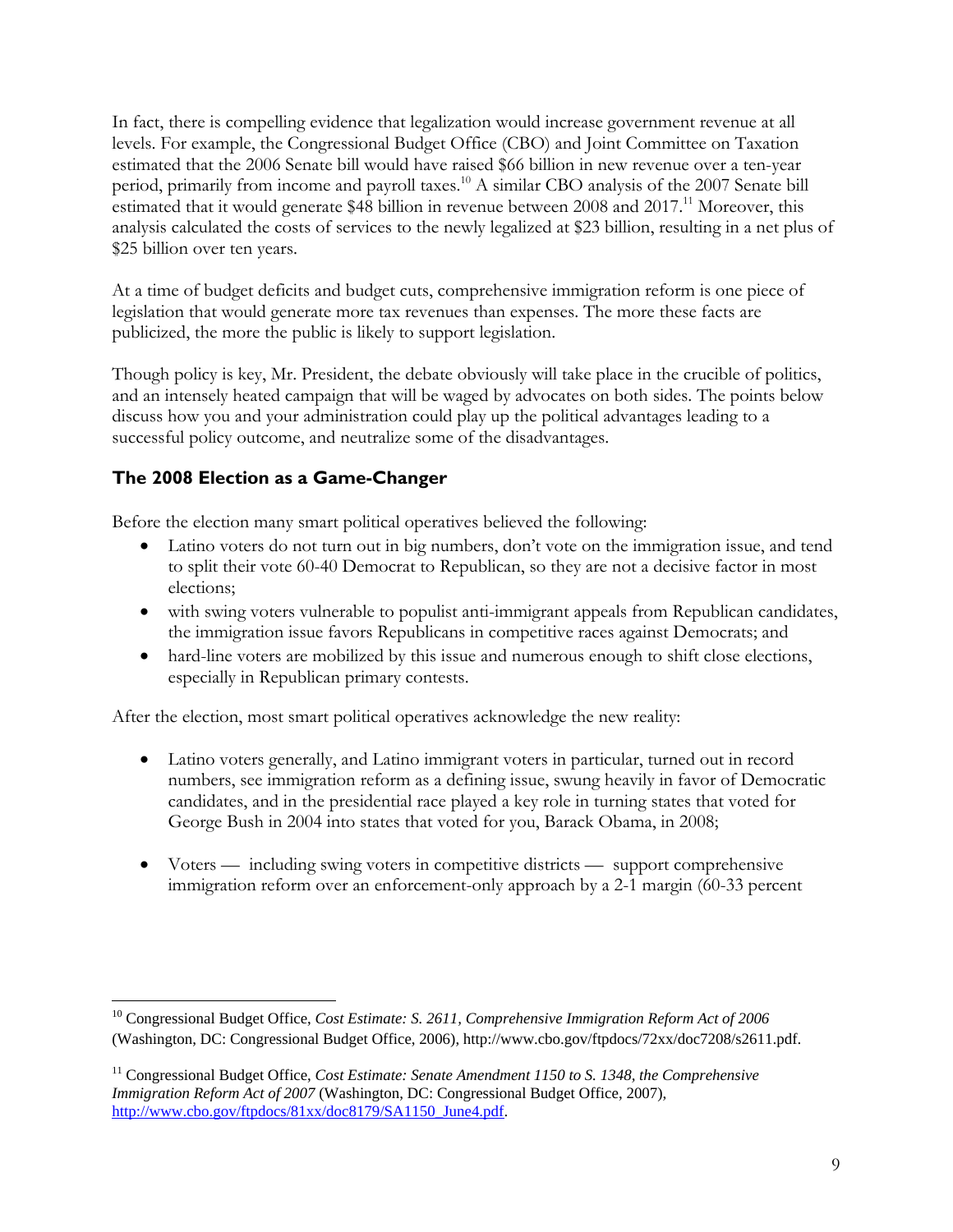In fact, there is compelling evidence that legalization would increase government revenue at all levels. For example, the Congressional Budget Office (CBO) and Joint Committee on Taxation estimated that the 2006 Senate bill would have raised $66 billion in new revenue over a ten-year period, primarily from income and payroll taxes.[10] A similar CBO analysis of the 2007 Senate bill estimated that it would generate $48 billion in revenue between 2008 and 2017.[11] Moreover, this analysis calculated the costs of services to the newly legalized at $23 billion, resulting in a net plus of $25 billion over ten years.

At a time of budget deficits and budget cuts, comprehensive immigration reform is one piece of legislation that would generate more tax revenues than expenses. The more these facts are publicized, the more the public is likely to support legislation.

Though policy is key, Mr. President, the debate obviously will take place in the crucible of politics, and an intensely heated campaign that will be waged by advocates on both sides. The points below discuss how you and your administration could play up the political advantages leading to a successful policy outcome, and neutralize some of the disadvantages.

### The 2008 Election as a Game-Changer

Before the election many smart political operatives believed the following:

- Latino voters do not turn out in big numbers, don't vote on the immigration issue, and tend to split their vote 60-40 Democrat to Republican, so they are not a decisive factor in most elections;
- with swing voters vulnerable to populist anti-immigrant appeals from Republican candidates, the immigration issue favors Republicans in competitive races against Democrats; and
- hard-line voters are mobilized by this issue and numerous enough to shift close elections, especially in Republican primary contests.

After the election, most smart political operatives acknowledge the new reality:

- Latino voters generally, and Latino immigrant voters in particular, turned out in record numbers, see immigration reform as a defining issue, swung heavily in favor of Democratic candidates, and in the presidential race played a key role in turning states that voted for George Bush in 2004 into states that voted for you, Barack Obama, in 2008;
- Voters — including swing voters in competitive districts — support comprehensive immigration reform over an enforcement-only approach by a 2-1 margin (60-33 percent

---

[10] Congressional Budget Office, *Cost Estimate: S. 2611, Comprehensive Immigration Reform Act of 2006* (Washington, DC: Congressional Budget Office, 2006), http://www.cbo.gov/ftpdocs/72xx/doc7208/s2611.pdf.

[11] Congressional Budget Office, *Cost Estimate: Senate Amendment 1150 to S. 1348, the Comprehensive Immigration Reform Act of 2007* (Washington, DC: Congressional Budget Office, 2007), http://www.cbo.gov/ftpdocs/81xx/doc8179/SA1150_June4.pdf.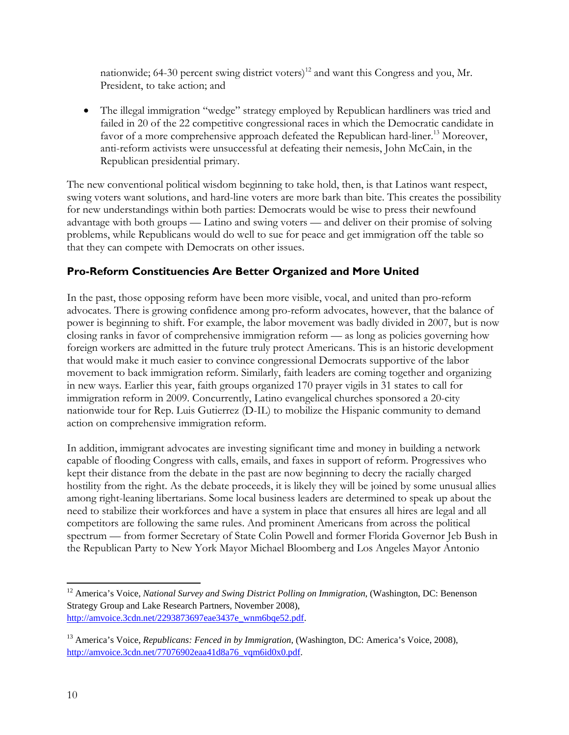nationwide; 64-30 percent swing district voters)[12] and want this Congress and you, Mr. President, to take action; and

- The illegal immigration "wedge" strategy employed by Republican hardliners was tried and failed in 20 of the 22 competitive congressional races in which the Democratic candidate in favor of a more comprehensive approach defeated the Republican hard-liner.[13] Moreover, anti-reform activists were unsuccessful at defeating their nemesis, John McCain, in the Republican presidential primary.

The new conventional political wisdom beginning to take hold, then, is that Latinos want respect, swing voters want solutions, and hard-line voters are more bark than bite. This creates the possibility for new understandings within both parties: Democrats would be wise to press their newfound advantage with both groups — Latino and swing voters — and deliver on their promise of solving problems, while Republicans would do well to sue for peace and get immigration off the table so that they can compete with Democrats on other issues.

## Pro-Reform Constituencies Are Better Organized and More United

In the past, those opposing reform have been more visible, vocal, and united than pro-reform advocates. There is growing confidence among pro-reform advocates, however, that the balance of power is beginning to shift. For example, the labor movement was badly divided in 2007, but is now closing ranks in favor of comprehensive immigration reform — as long as policies governing how foreign workers are admitted in the future truly protect Americans. This is an historic development that would make it much easier to convince congressional Democrats supportive of the labor movement to back immigration reform. Similarly, faith leaders are coming together and organizing in new ways. Earlier this year, faith groups organized 170 prayer vigils in 31 states to call for immigration reform in 2009. Concurrently, Latino evangelical churches sponsored a 20-city nationwide tour for Rep. Luis Gutierrez (D-IL) to mobilize the Hispanic community to demand action on comprehensive immigration reform.

In addition, immigrant advocates are investing significant time and money in building a network capable of flooding Congress with calls, emails, and faxes in support of reform. Progressives who kept their distance from the debate in the past are now beginning to decry the racially charged hostility from the right. As the debate proceeds, it is likely they will be joined by some unusual allies among right-leaning libertarians. Some local business leaders are determined to speak up about the need to stabilize their workforces and have a system in place that ensures all hires are legal and all competitors are following the same rules. And prominent Americans from across the political spectrum — from former Secretary of State Colin Powell and former Florida Governor Jeb Bush in the Republican Party to New York Mayor Michael Bloomberg and Los Angeles Mayor Antonio

---

[12] America's Voice, *National Survey and Swing District Polling on Immigration,* (Washington, DC: Benenson Strategy Group and Lake Research Partners, November 2008), http://amvoice.3cdn.net/2293873697eae3437e_wnm6bqe52.pdf.

[13] America's Voice, *Republicans: Fenced in by Immigration,* (Washington, DC: America's Voice, 2008), http://amvoice.3cdn.net/77076902eaa41d8a76_vqm6id0x0.pdf.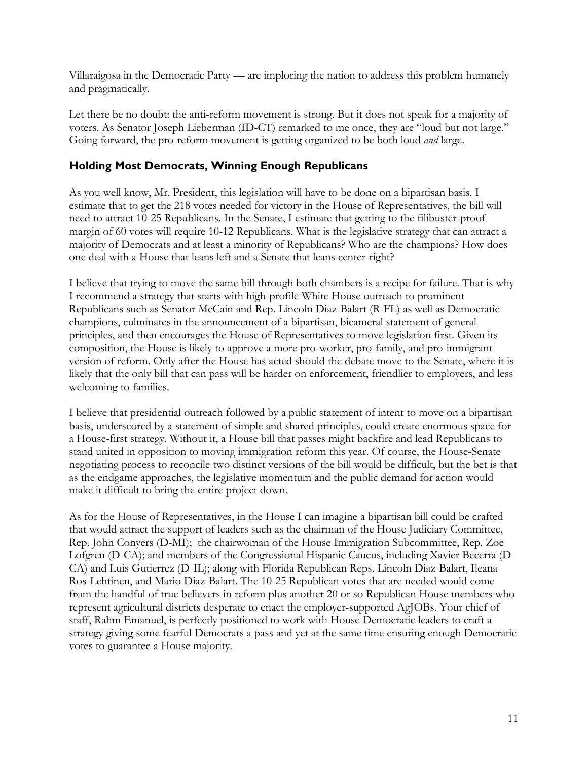Villaraigosa in the Democratic Party — are imploring the nation to address this problem humanely and pragmatically.

Let there be no doubt: the anti-reform movement is strong. But it does not speak for a majority of voters. As Senator Joseph Lieberman (ID-CT) remarked to me once, they are "loud but not large." Going forward, the pro-reform movement is getting organized to be both loud *and* large.

## Holding Most Democrats, Winning Enough Republicans

As you well know, Mr. President, this legislation will have to be done on a bipartisan basis. I estimate that to get the 218 votes needed for victory in the House of Representatives, the bill will need to attract 10-25 Republicans. In the Senate, I estimate that getting to the filibuster-proof margin of 60 votes will require 10-12 Republicans. What is the legislative strategy that can attract a majority of Democrats and at least a minority of Republicans? Who are the champions? How does one deal with a House that leans left and a Senate that leans center-right?

I believe that trying to move the same bill through both chambers is a recipe for failure. That is why I recommend a strategy that starts with high-profile White House outreach to prominent Republicans such as Senator McCain and Rep. Lincoln Diaz-Balart (R-FL) as well as Democratic champions, culminates in the announcement of a bipartisan, bicameral statement of general principles, and then encourages the House of Representatives to move legislation first. Given its composition, the House is likely to approve a more pro-worker, pro-family, and pro-immigrant version of reform. Only after the House has acted should the debate move to the Senate, where it is likely that the only bill that can pass will be harder on enforcement, friendlier to employers, and less welcoming to families.

I believe that presidential outreach followed by a public statement of intent to move on a bipartisan basis, underscored by a statement of simple and shared principles, could create enormous space for a House-first strategy. Without it, a House bill that passes might backfire and lead Republicans to stand united in opposition to moving immigration reform this year. Of course, the House-Senate negotiating process to reconcile two distinct versions of the bill would be difficult, but the bet is that as the endgame approaches, the legislative momentum and the public demand for action would make it difficult to bring the entire project down.

As for the House of Representatives, in the House I can imagine a bipartisan bill could be crafted that would attract the support of leaders such as the chairman of the House Judiciary Committee, Rep. John Conyers (D-MI); the chairwoman of the House Immigration Subcommittee, Rep. Zoe Lofgren (D-CA); and members of the Congressional Hispanic Caucus, including Xavier Becerra (D-CA) and Luis Gutierrez (D-IL); along with Florida Republican Reps. Lincoln Diaz-Balart, Ileana Ros-Lehtinen, and Mario Diaz-Balart. The 10-25 Republican votes that are needed would come from the handful of true believers in reform plus another 20 or so Republican House members who represent agricultural districts desperate to enact the employer-supported AgJOBs. Your chief of staff, Rahm Emanuel, is perfectly positioned to work with House Democratic leaders to craft a strategy giving some fearful Democrats a pass and yet at the same time ensuring enough Democratic votes to guarantee a House majority.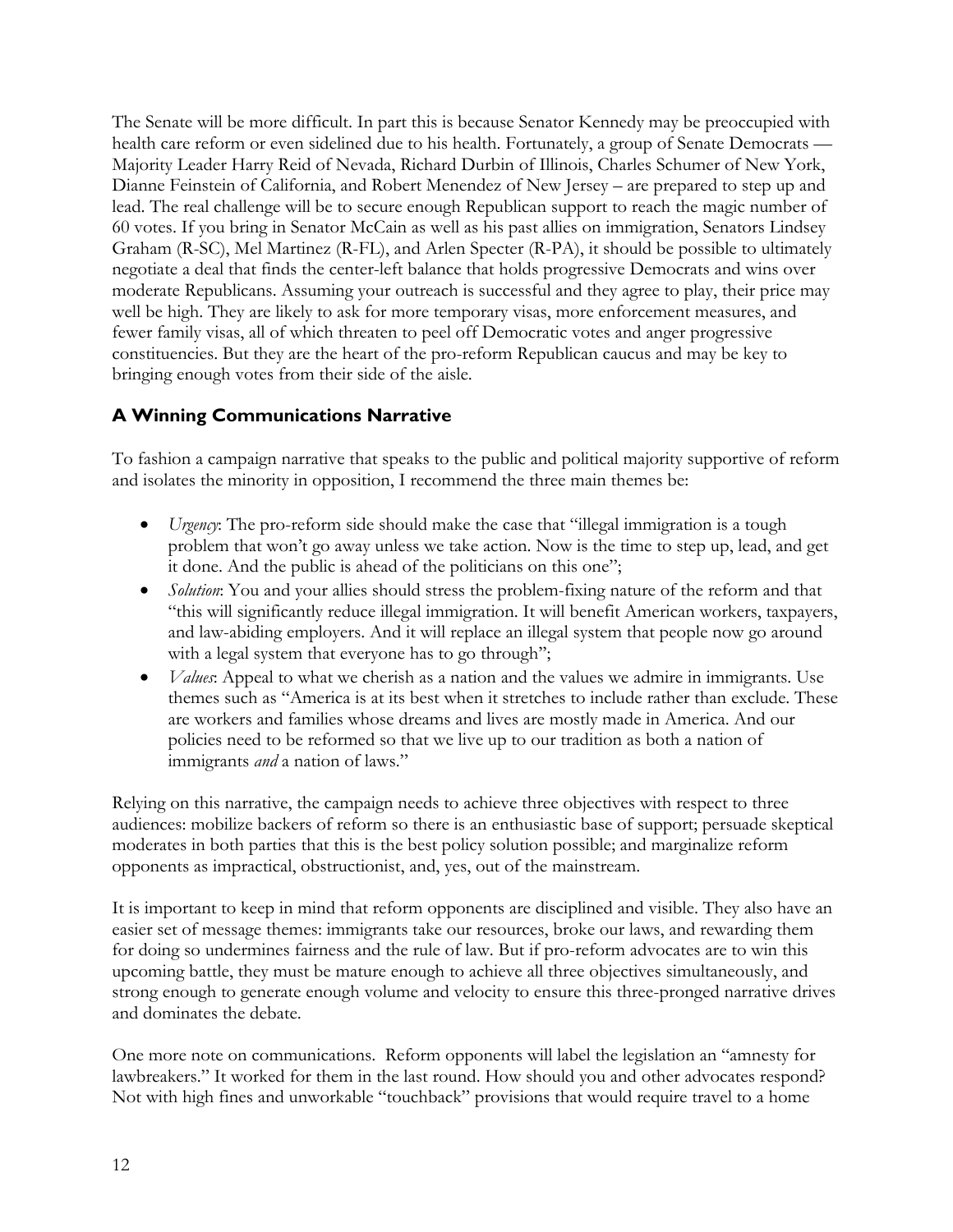The Senate will be more difficult. In part this is because Senator Kennedy may be preoccupied with health care reform or even sidelined due to his health. Fortunately, a group of Senate Democrats — Majority Leader Harry Reid of Nevada, Richard Durbin of Illinois, Charles Schumer of New York, Dianne Feinstein of California, and Robert Menendez of New Jersey – are prepared to step up and lead. The real challenge will be to secure enough Republican support to reach the magic number of 60 votes. If you bring in Senator McCain as well as his past allies on immigration, Senators Lindsey Graham (R-SC), Mel Martinez (R-FL), and Arlen Specter (R-PA), it should be possible to ultimately negotiate a deal that finds the center-left balance that holds progressive Democrats and wins over moderate Republicans. Assuming your outreach is successful and they agree to play, their price may well be high. They are likely to ask for more temporary visas, more enforcement measures, and fewer family visas, all of which threaten to peel off Democratic votes and anger progressive constituencies. But they are the heart of the pro-reform Republican caucus and may be key to bringing enough votes from their side of the aisle.

## A Winning Communications Narrative

To fashion a campaign narrative that speaks to the public and political majority supportive of reform and isolates the minority in opposition, I recommend the three main themes be:

- *Urgency*: The pro-reform side should make the case that "illegal immigration is a tough problem that won't go away unless we take action. Now is the time to step up, lead, and get it done. And the public is ahead of the politicians on this one";
- *Solution*: You and your allies should stress the problem-fixing nature of the reform and that "this will significantly reduce illegal immigration. It will benefit American workers, taxpayers, and law-abiding employers. And it will replace an illegal system that people now go around with a legal system that everyone has to go through";
- *Values*: Appeal to what we cherish as a nation and the values we admire in immigrants. Use themes such as "America is at its best when it stretches to include rather than exclude. These are workers and families whose dreams and lives are mostly made in America. And our policies need to be reformed so that we live up to our tradition as both a nation of immigrants *and* a nation of laws."

Relying on this narrative, the campaign needs to achieve three objectives with respect to three audiences: mobilize backers of reform so there is an enthusiastic base of support; persuade skeptical moderates in both parties that this is the best policy solution possible; and marginalize reform opponents as impractical, obstructionist, and, yes, out of the mainstream.

It is important to keep in mind that reform opponents are disciplined and visible. They also have an easier set of message themes: immigrants take our resources, broke our laws, and rewarding them for doing so undermines fairness and the rule of law. But if pro-reform advocates are to win this upcoming battle, they must be mature enough to achieve all three objectives simultaneously, and strong enough to generate enough volume and velocity to ensure this three-pronged narrative drives and dominates the debate.

One more note on communications. Reform opponents will label the legislation an "amnesty for lawbreakers." It worked for them in the last round. How should you and other advocates respond? Not with high fines and unworkable "touchback" provisions that would require travel to a home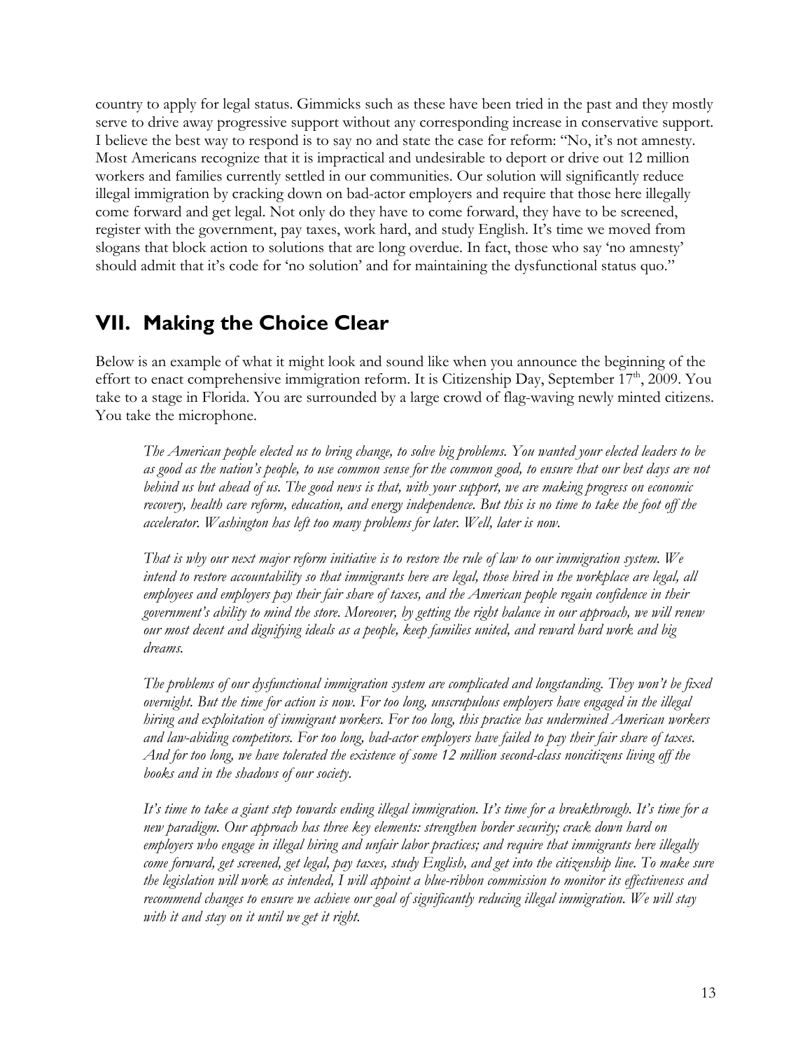country to apply for legal status. Gimmicks such as these have been tried in the past and they mostly serve to drive away progressive support without any corresponding increase in conservative support. I believe the best way to respond is to say no and state the case for reform: "No, it's not amnesty. Most Americans recognize that it is impractical and undesirable to deport or drive out 12 million workers and families currently settled in our communities. Our solution will significantly reduce illegal immigration by cracking down on bad-actor employers and require that those here illegally come forward and get legal. Not only do they have to come forward, they have to be screened, register with the government, pay taxes, work hard, and study English. It's time we moved from slogans that block action to solutions that are long overdue. In fact, those who say 'no amnesty' should admit that it's code for 'no solution' and for maintaining the dysfunctional status quo."

## VII. Making the Choice Clear

Below is an example of what it might look and sound like when you announce the beginning of the effort to enact comprehensive immigration reform. It is Citizenship Day, September 17th, 2009. You take to a stage in Florida. You are surrounded by a large crowd of flag-waving newly minted citizens. You take the microphone.

*The American people elected us to bring change, to solve big problems. You wanted your elected leaders to be as good as the nation's people, to use common sense for the common good, to ensure that our best days are not behind us but ahead of us. The good news is that, with your support, we are making progress on economic recovery, health care reform, education, and energy independence. But this is no time to take the foot off the accelerator. Washington has left too many problems for later. Well, later is now.*

*That is why our next major reform initiative is to restore the rule of law to our immigration system. We intend to restore accountability so that immigrants here are legal, those hired in the workplace are legal, all employees and employers pay their fair share of taxes, and the American people regain confidence in their government's ability to mind the store. Moreover, by getting the right balance in our approach, we will renew our most decent and dignifying ideals as a people, keep families united, and reward hard work and big dreams.*

*The problems of our dysfunctional immigration system are complicated and longstanding. They won't be fixed overnight. But the time for action is now. For too long, unscrupulous employers have engaged in the illegal hiring and exploitation of immigrant workers. For too long, this practice has undermined American workers and law-abiding competitors. For too long, bad-actor employers have failed to pay their fair share of taxes. And for too long, we have tolerated the existence of some 12 million second-class noncitizens living off the books and in the shadows of our society.*

*It's time to take a giant step towards ending illegal immigration. It's time for a breakthrough. It's time for a new paradigm. Our approach has three key elements: strengthen border security; crack down hard on employers who engage in illegal hiring and unfair labor practices; and require that immigrants here illegally come forward, get screened, get legal, pay taxes, study English, and get into the citizenship line. To make sure the legislation will work as intended, I will appoint a blue-ribbon commission to monitor its effectiveness and recommend changes to ensure we achieve our goal of significantly reducing illegal immigration. We will stay with it and stay on it until we get it right.*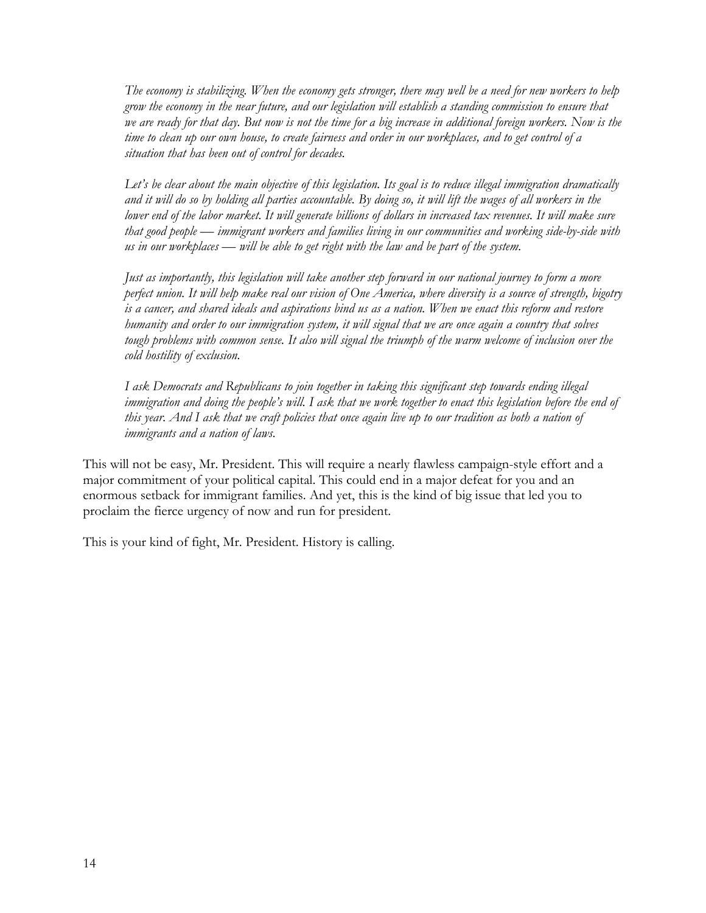*The economy is stabilizing. When the economy gets stronger, there may well be a need for new workers to help grow the economy in the near future, and our legislation will establish a standing commission to ensure that we are ready for that day. But now is not the time for a big increase in additional foreign workers. Now is the time to clean up our own house, to create fairness and order in our workplaces, and to get control of a situation that has been out of control for decades.*

*Let's be clear about the main objective of this legislation. Its goal is to reduce illegal immigration dramatically and it will do so by holding all parties accountable. By doing so, it will lift the wages of all workers in the lower end of the labor market. It will generate billions of dollars in increased tax revenues. It will make sure that good people — immigrant workers and families living in our communities and working side-by-side with us in our workplaces — will be able to get right with the law and be part of the system.*

*Just as importantly, this legislation will take another step forward in our national journey to form a more perfect union. It will help make real our vision of One America, where diversity is a source of strength, bigotry is a cancer, and shared ideals and aspirations bind us as a nation. When we enact this reform and restore humanity and order to our immigration system, it will signal that we are once again a country that solves tough problems with common sense. It also will signal the triumph of the warm welcome of inclusion over the cold hostility of exclusion.*

*I ask Democrats and Republicans to join together in taking this significant step towards ending illegal immigration and doing the people's will. I ask that we work together to enact this legislation before the end of this year. And I ask that we craft policies that once again live up to our tradition as both a nation of immigrants and a nation of laws.*

This will not be easy, Mr. President. This will require a nearly flawless campaign-style effort and a major commitment of your political capital. This could end in a major defeat for you and an enormous setback for immigrant families. And yet, this is the kind of big issue that led you to proclaim the fierce urgency of now and run for president.

This is your kind of fight, Mr. President. History is calling.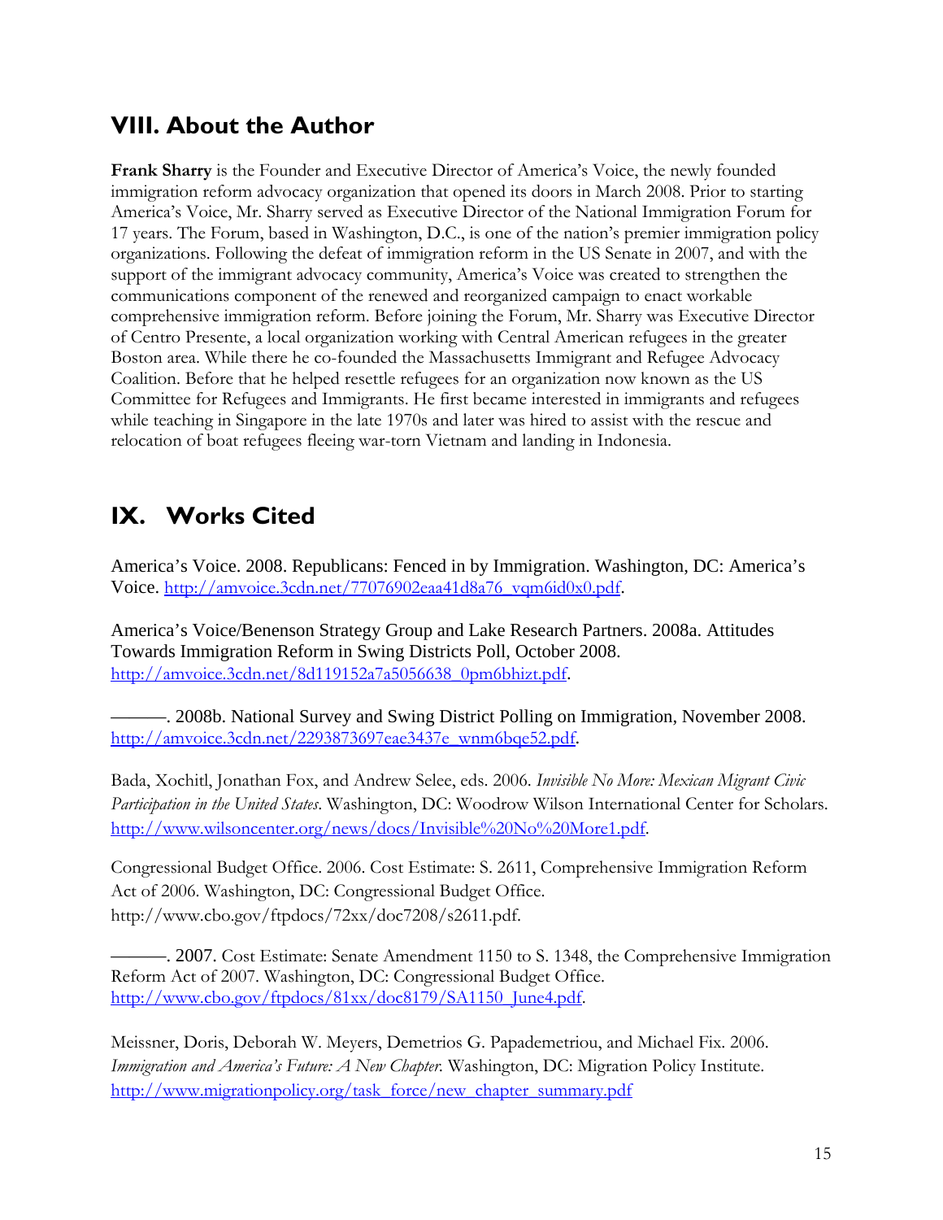## VIII. About the Author

**Frank Sharry** is the Founder and Executive Director of America's Voice, the newly founded immigration reform advocacy organization that opened its doors in March 2008. Prior to starting America's Voice, Mr. Sharry served as Executive Director of the National Immigration Forum for 17 years. The Forum, based in Washington, D.C., is one of the nation's premier immigration policy organizations. Following the defeat of immigration reform in the US Senate in 2007, and with the support of the immigrant advocacy community, America's Voice was created to strengthen the communications component of the renewed and reorganized campaign to enact workable comprehensive immigration reform. Before joining the Forum, Mr. Sharry was Executive Director of Centro Presente, a local organization working with Central American refugees in the greater Boston area. While there he co-founded the Massachusetts Immigrant and Refugee Advocacy Coalition. Before that he helped resettle refugees for an organization now known as the US Committee for Refugees and Immigrants. He first became interested in immigrants and refugees while teaching in Singapore in the late 1970s and later was hired to assist with the rescue and relocation of boat refugees fleeing war-torn Vietnam and landing in Indonesia.

## IX. Works Cited

America's Voice. 2008. Republicans: Fenced in by Immigration. Washington, DC: America's Voice. http://amvoice.3cdn.net/77076902eaa41d8a76_vqm6id0x0.pdf.

America's Voice/Benenson Strategy Group and Lake Research Partners. 2008a. Attitudes Towards Immigration Reform in Swing Districts Poll, October 2008. http://amvoice.3cdn.net/8d119152a7a5056638_0pm6bhizt.pdf.

———. 2008b. National Survey and Swing District Polling on Immigration, November 2008. http://amvoice.3cdn.net/2293873697eae3437e_wnm6bqe52.pdf.

Bada, Xochitl, Jonathan Fox, and Andrew Selee, eds. 2006. *Invisible No More: Mexican Migrant Civic Participation in the United States*. Washington, DC: Woodrow Wilson International Center for Scholars. http://www.wilsoncenter.org/news/docs/Invisible%20No%20More1.pdf.

Congressional Budget Office. 2006. Cost Estimate: S. 2611, Comprehensive Immigration Reform Act of 2006. Washington, DC: Congressional Budget Office. http://www.cbo.gov/ftpdocs/72xx/doc7208/s2611.pdf.

———. 2007. Cost Estimate: Senate Amendment 1150 to S. 1348, the Comprehensive Immigration Reform Act of 2007. Washington, DC: Congressional Budget Office. http://www.cbo.gov/ftpdocs/81xx/doc8179/SA1150_June4.pdf.

Meissner, Doris, Deborah W. Meyers, Demetrios G. Papademetriou, and Michael Fix. 2006. *Immigration and America's Future: A New Chapter.* Washington, DC: Migration Policy Institute. http://www.migrationpolicy.org/task_force/new_chapter_summary.pdf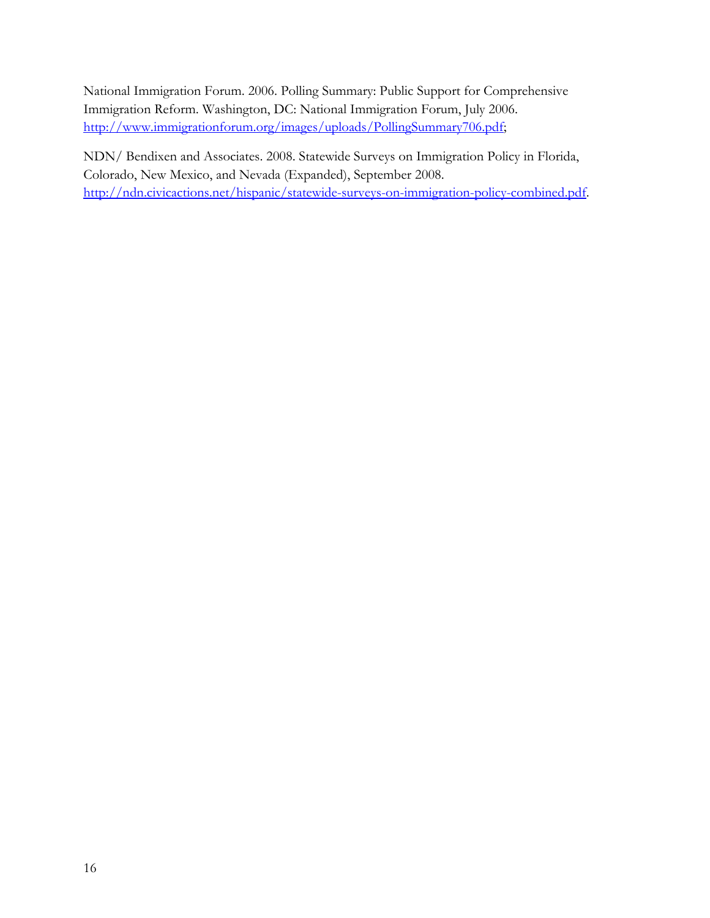National Immigration Forum. 2006. Polling Summary: Public Support for Comprehensive Immigration Reform. Washington, DC: National Immigration Forum, July 2006. http://www.immigrationforum.org/images/uploads/PollingSummary706.pdf;

NDN/ Bendixen and Associates. 2008. Statewide Surveys on Immigration Policy in Florida, Colorado, New Mexico, and Nevada (Expanded), September 2008. http://ndn.civicactions.net/hispanic/statewide-surveys-on-immigration-policy-combined.pdf.